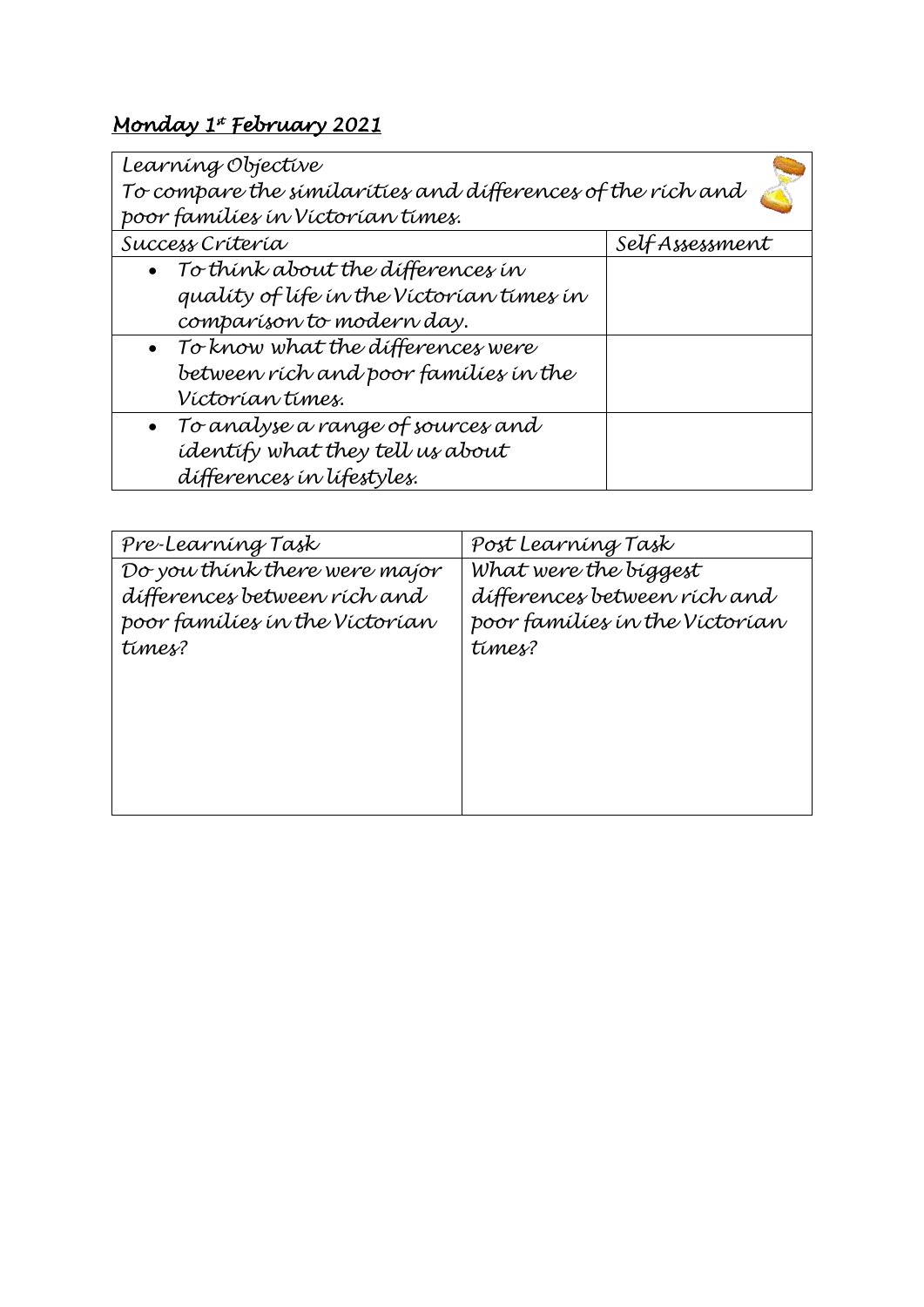***Monday 1st February 2021***

| Learning Objective<br>To compare the similarities and differences of the rich and poor families in Victorian times. | |
|---|---|
| Success Criteria | Self Assessment |
| • To think about the differences in quality of life in the Victorian times in comparison to modern day. | |
| • To know what the differences were between rich and poor families in the Victorian times. | |
| • To analyse a range of sources and identify what they tell us about differences in lifestyles. | |

| Pre-Learning Task | Post Learning Task |
|---|---|
| Do you think there were major differences between rich and poor families in the Victorian times? | What were the biggest differences between rich and poor families in the Victorian times? |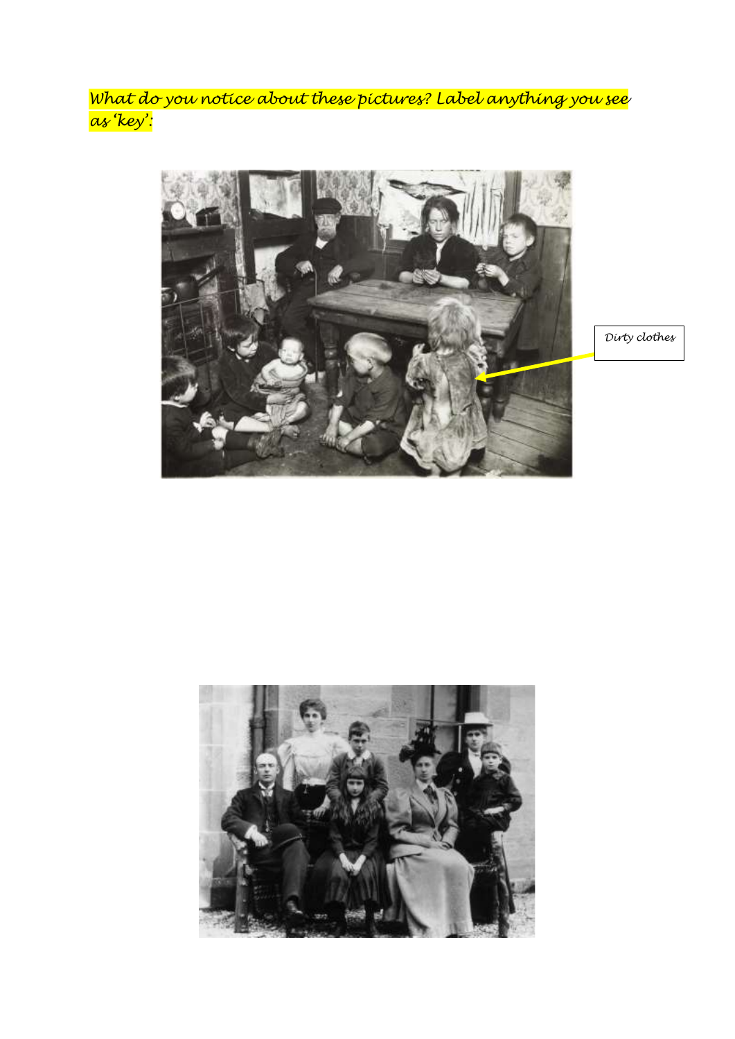*What do you notice about these pictures? Label anything you see as 'key':*

Dirty clothes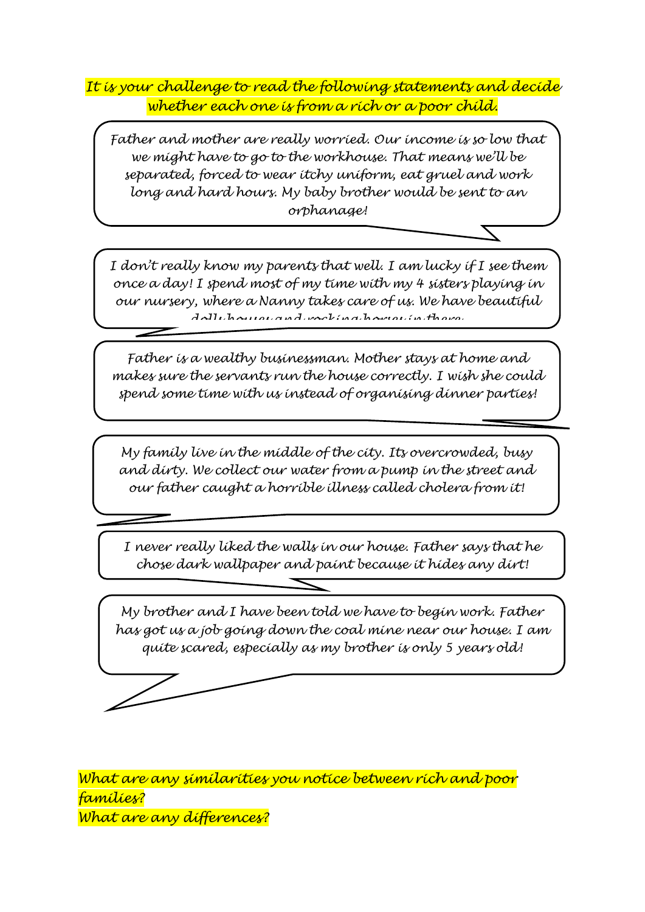*It is your challenge to read the following statements and decide whether each one is from a rich or a poor child.*

Father and mother are really worried. Our income is so low that we might have to go to the workhouse. That means we'll be separated, forced to wear itchy uniform, eat gruel and work long and hard hours. My baby brother would be sent to an orphanage!

I don't really know my parents that well. I am lucky if I see them once a day! I spend most of my time with my 4 sisters playing in our nursery, where a Nanny takes care of us. We have beautiful dolls houses and rocking horses in there.

Father is a wealthy businessman. Mother stays at home and makes sure the servants run the house correctly. I wish she could spend some time with us instead of organising dinner parties!

My family live in the middle of the city. Its overcrowded, busy and dirty. We collect our water from a pump in the street and our father caught a horrible illness called cholera from it!

I never really liked the walls in our house. Father says that he chose dark wallpaper and paint because it hides any dirt!

My brother and I have been told we have to begin work. Father has got us a job going down the coal mine near our house. I am quite scared, especially as my brother is only 5 years old!

*What are any similarities you notice between rich and poor families?*
*What are any differences?*